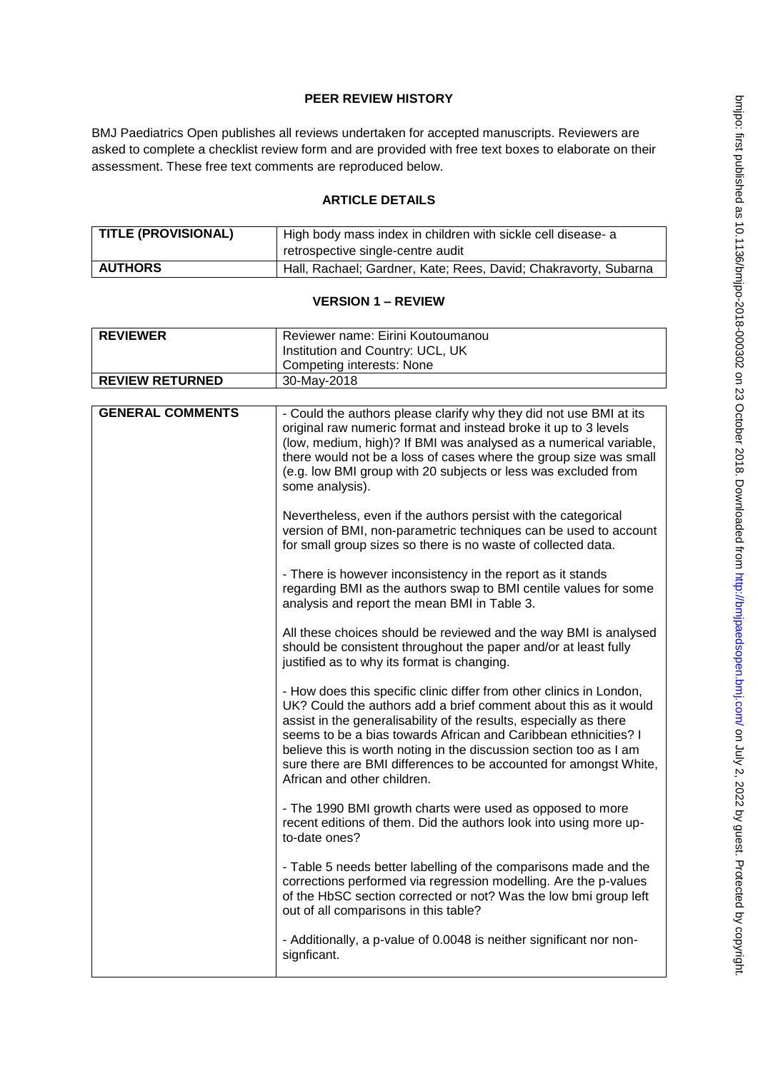## PEER REVIEW HISTORY

BMJ Paediatrics Open publishes all reviews undertaken for accepted manuscripts. Reviewers are asked to complete a checklist review form and are provided with free text boxes to elaborate on their assessment. These free text comments are reproduced below.

## ARTICLE DETAILS

| | |
|---|---|
| **TITLE (PROVISIONAL)** | High body mass index in children with sickle cell disease- a retrospective single-centre audit |
| **AUTHORS** | Hall, Rachael; Gardner, Kate; Rees, David; Chakravorty, Subarna |

## VERSION 1 – REVIEW

| | |
|---|---|
| **REVIEWER** | Reviewer name: Eirini Koutoumanou<br>Institution and Country: UCL, UK<br>Competing interests: None |
| **REVIEW RETURNED** | 30-May-2018 |

| | |
|---|---|
| **GENERAL COMMENTS** | - Could the authors please clarify why they did not use BMI at its original raw numeric format and instead broke it up to 3 levels (low, medium, high)? If BMI was analysed as a numerical variable, there would not be a loss of cases where the group size was small (e.g. low BMI group with 20 subjects or less was excluded from some analysis).<br><br>Nevertheless, even if the authors persist with the categorical version of BMI, non-parametric techniques can be used to account for small group sizes so there is no waste of collected data.<br><br>- There is however inconsistency in the report as it stands regarding BMI as the authors swap to BMI centile values for some analysis and report the mean BMI in Table 3.<br><br>All these choices should be reviewed and the way BMI is analysed should be consistent throughout the paper and/or at least fully justified as to why its format is changing.<br><br>- How does this specific clinic differ from other clinics in London, UK? Could the authors add a brief comment about this as it would assist in the generalisability of the results, especially as there seems to be a bias towards African and Caribbean ethnicities? I believe this is worth noting in the discussion section too as I am sure there are BMI differences to be accounted for amongst White, African and other children.<br><br>- The 1990 BMI growth charts were used as opposed to more recent editions of them. Did the authors look into using more up-to-date ones?<br><br>- Table 5 needs better labelling of the comparisons made and the corrections performed via regression modelling. Are the p-values of the HbSC section corrected or not? Was the low bmi group left out of all comparisons in this table?<br><br>- Additionally, a p-value of 0.0048 is neither significant nor non-signficant. |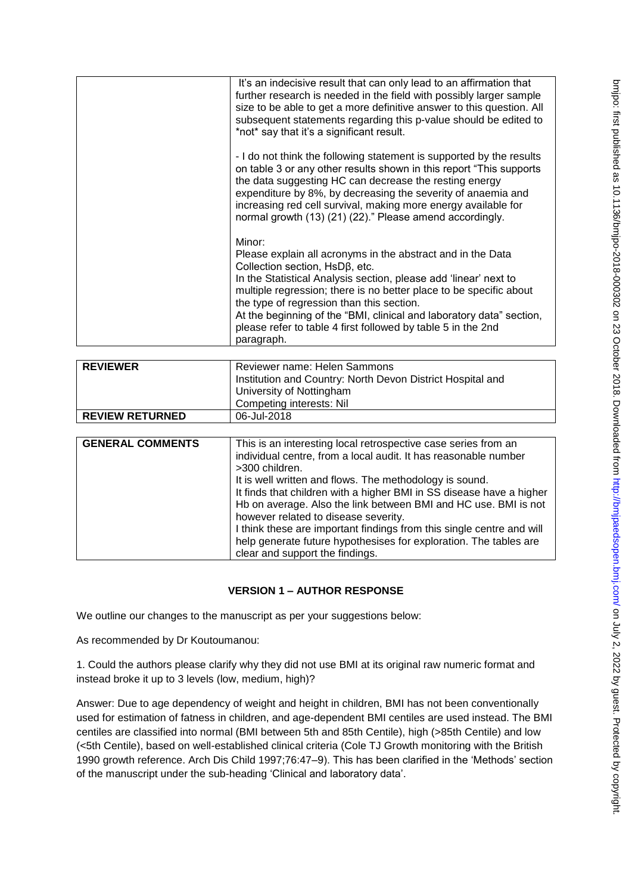| | |
|---|---|
| | It's an indecisive result that can only lead to an affirmation that further research is needed in the field with possibly larger sample size to be able to get a more definitive answer to this question. All subsequent statements regarding this p-value should be edited to *not* say that it's a significant result.<br><br>- I do not think the following statement is supported by the results on table 3 or any other results shown in this report "This supports the data suggesting HC can decrease the resting energy expenditure by 8%, by decreasing the severity of anaemia and increasing red cell survival, making more energy available for normal growth (13) (21) (22)." Please amend accordingly.<br><br>Minor:<br>Please explain all acronyms in the abstract and in the Data Collection section, HsDβ, etc.<br>In the Statistical Analysis section, please add 'linear' next to multiple regression; there is no better place to be specific about the type of regression than this section.<br>At the beginning of the "BMI, clinical and laboratory data" section, please refer to table 4 first followed by table 5 in the 2nd paragraph. |

| | |
|---|---|
| **REVIEWER** | Reviewer name: Helen Sammons<br>Institution and Country: North Devon District Hospital and University of Nottingham<br>Competing interests: Nil |
| **REVIEW RETURNED** | 06-Jul-2018 |

| | |
|---|---|
| **GENERAL COMMENTS** | This is an interesting local retrospective case series from an individual centre, from a local audit. It has reasonable number >300 children.<br>It is well written and flows. The methodology is sound.<br>It finds that children with a higher BMI in SS disease have a higher Hb on average. Also the link between BMI and HC use. BMI is not however related to disease severity.<br>I think these are important findings from this single centre and will help generate future hypothesises for exploration. The tables are clear and support the findings. |

## VERSION 1 – AUTHOR RESPONSE

We outline our changes to the manuscript as per your suggestions below:

As recommended by Dr Koutoumanou:

1. Could the authors please clarify why they did not use BMI at its original raw numeric format and instead broke it up to 3 levels (low, medium, high)?

Answer: Due to age dependency of weight and height in children, BMI has not been conventionally used for estimation of fatness in children, and age-dependent BMI centiles are used instead. The BMI centiles are classified into normal (BMI between 5th and 85th Centile), high (>85th Centile) and low (<5th Centile), based on well-established clinical criteria (Cole TJ Growth monitoring with the British 1990 growth reference. Arch Dis Child 1997;76:47–9). This has been clarified in the 'Methods' section of the manuscript under the sub-heading 'Clinical and laboratory data'.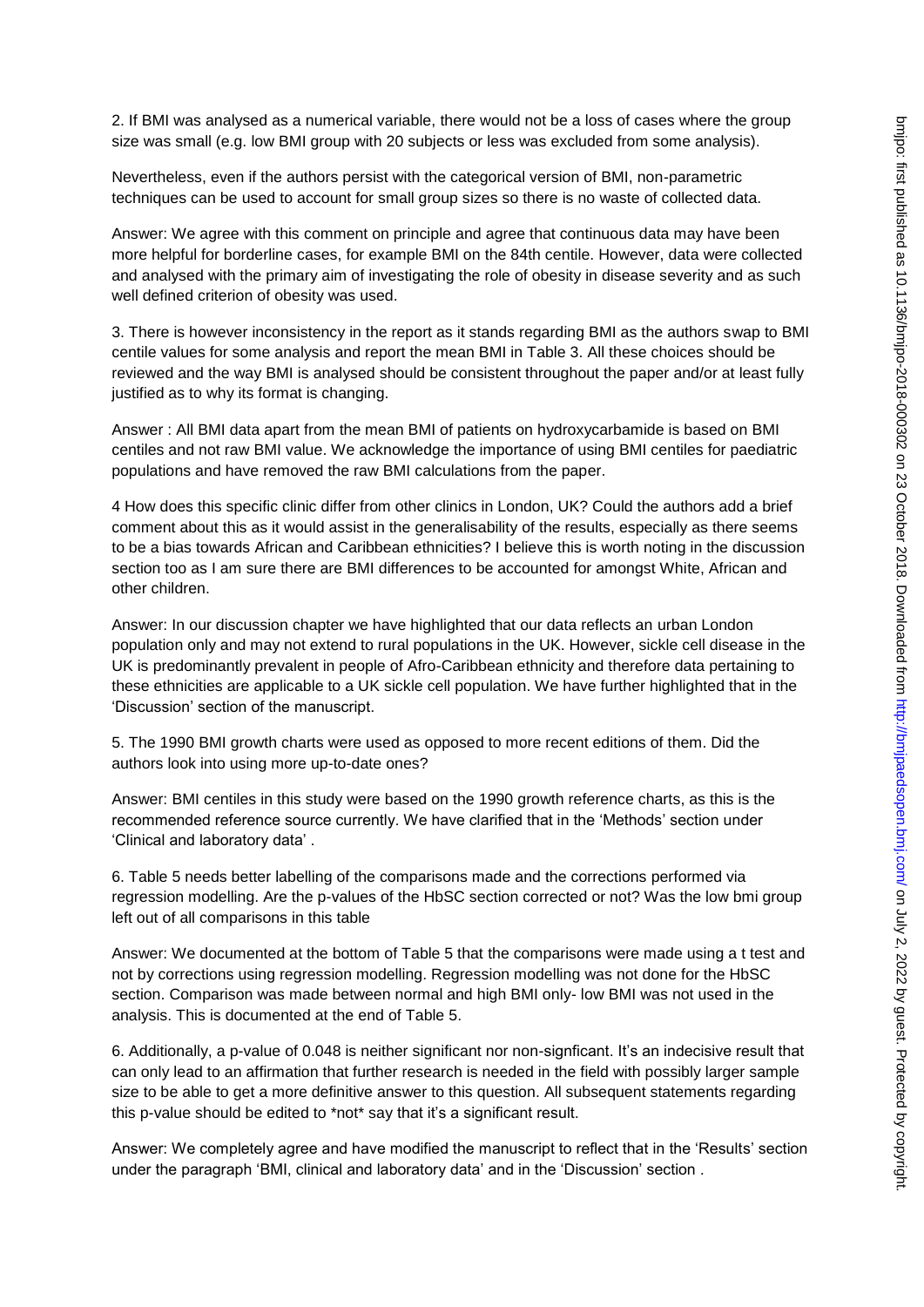2. If BMI was analysed as a numerical variable, there would not be a loss of cases where the group size was small (e.g. low BMI group with 20 subjects or less was excluded from some analysis).

Nevertheless, even if the authors persist with the categorical version of BMI, non-parametric techniques can be used to account for small group sizes so there is no waste of collected data.

Answer: We agree with this comment on principle and agree that continuous data may have been more helpful for borderline cases, for example BMI on the 84th centile. However, data were collected and analysed with the primary aim of investigating the role of obesity in disease severity and as such well defined criterion of obesity was used.

3. There is however inconsistency in the report as it stands regarding BMI as the authors swap to BMI centile values for some analysis and report the mean BMI in Table 3. All these choices should be reviewed and the way BMI is analysed should be consistent throughout the paper and/or at least fully justified as to why its format is changing.

Answer : All BMI data apart from the mean BMI of patients on hydroxycarbamide is based on BMI centiles and not raw BMI value. We acknowledge the importance of using BMI centiles for paediatric populations and have removed the raw BMI calculations from the paper.

4 How does this specific clinic differ from other clinics in London, UK? Could the authors add a brief comment about this as it would assist in the generalisability of the results, especially as there seems to be a bias towards African and Caribbean ethnicities? I believe this is worth noting in the discussion section too as I am sure there are BMI differences to be accounted for amongst White, African and other children.

Answer: In our discussion chapter we have highlighted that our data reflects an urban London population only and may not extend to rural populations in the UK. However, sickle cell disease in the UK is predominantly prevalent in people of Afro-Caribbean ethnicity and therefore data pertaining to these ethnicities are applicable to a UK sickle cell population. We have further highlighted that in the 'Discussion' section of the manuscript.

5. The 1990 BMI growth charts were used as opposed to more recent editions of them. Did the authors look into using more up-to-date ones?

Answer: BMI centiles in this study were based on the 1990 growth reference charts, as this is the recommended reference source currently. We have clarified that in the 'Methods' section under 'Clinical and laboratory data' .

6. Table 5 needs better labelling of the comparisons made and the corrections performed via regression modelling. Are the p-values of the HbSC section corrected or not? Was the low bmi group left out of all comparisons in this table

Answer: We documented at the bottom of Table 5 that the comparisons were made using a t test and not by corrections using regression modelling. Regression modelling was not done for the HbSC section. Comparison was made between normal and high BMI only- low BMI was not used in the analysis. This is documented at the end of Table 5.

6. Additionally, a p-value of 0.048 is neither significant nor non-signficant. It's an indecisive result that can only lead to an affirmation that further research is needed in the field with possibly larger sample size to be able to get a more definitive answer to this question. All subsequent statements regarding this p-value should be edited to *not* say that it's a significant result.

Answer: We completely agree and have modified the manuscript to reflect that in the 'Results' section under the paragraph 'BMI, clinical and laboratory data' and in the 'Discussion' section .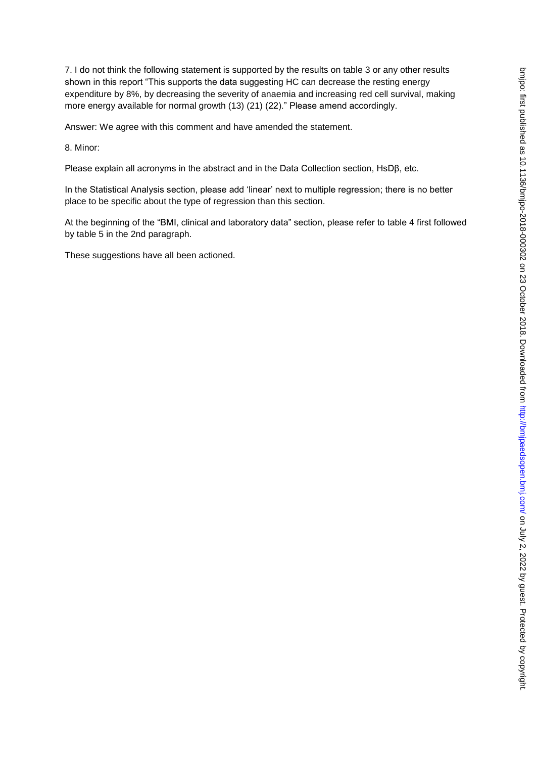7. I do not think the following statement is supported by the results on table 3 or any other results shown in this report "This supports the data suggesting HC can decrease the resting energy expenditure by 8%, by decreasing the severity of anaemia and increasing red cell survival, making more energy available for normal growth (13) (21) (22)." Please amend accordingly.

Answer: We agree with this comment and have amended the statement.

8. Minor:

Please explain all acronyms in the abstract and in the Data Collection section, HsDβ, etc.

In the Statistical Analysis section, please add 'linear' next to multiple regression; there is no better place to be specific about the type of regression than this section.

At the beginning of the "BMI, clinical and laboratory data" section, please refer to table 4 first followed by table 5 in the 2nd paragraph.

These suggestions have all been actioned.